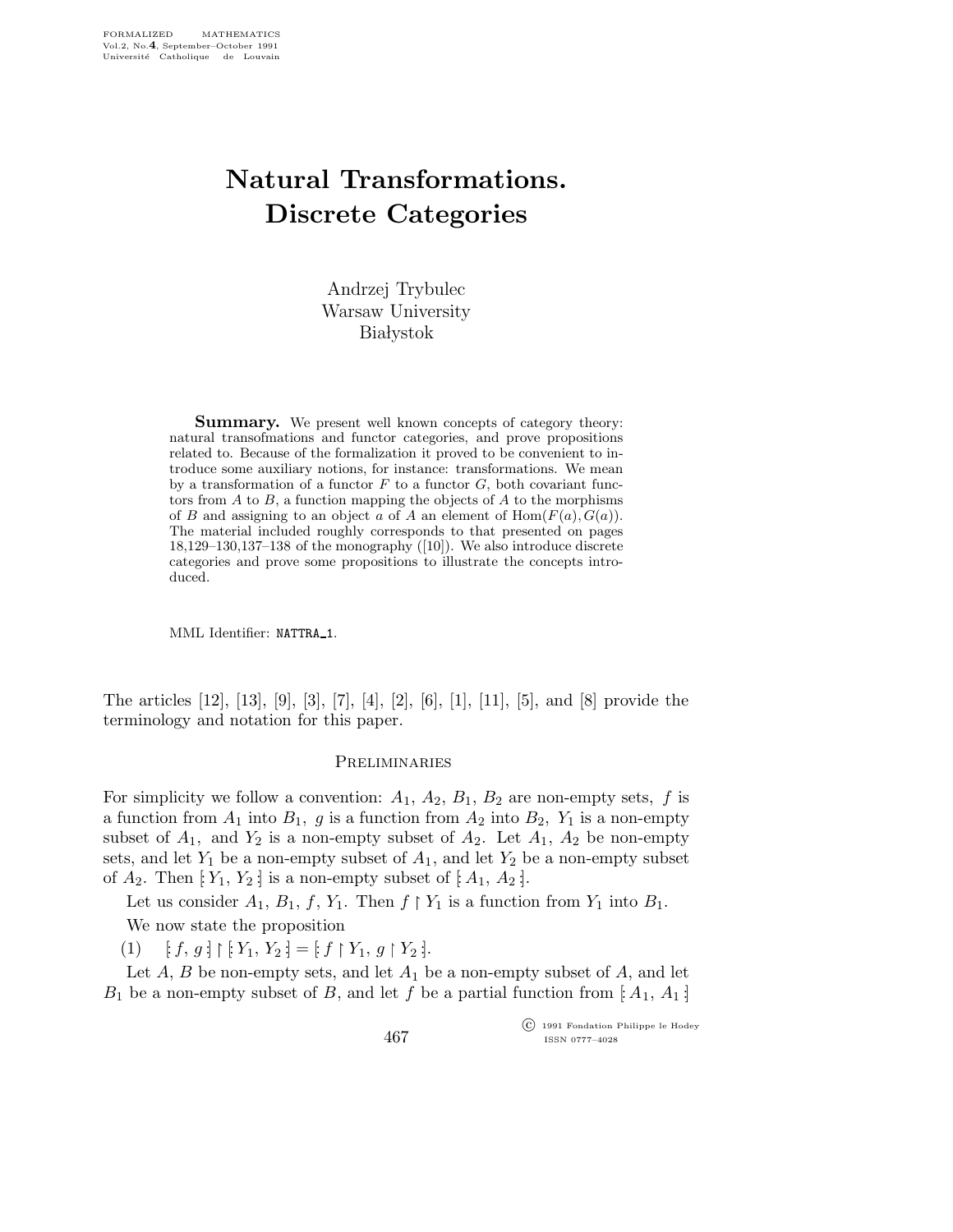# Natural Transformations. Discrete Categories

Andrzej Trybulec
Warsaw University
Białystok

**Summary.** We present well known concepts of category theory: natural transofmations and functor categories, and prove propositions related to. Because of the formalization it proved to be convenient to introduce some auxiliary notions, for instance: transformations. We mean by a transformation of a functor $F$ to a functor $G$, both covariant functors from $A$ to $B$, a function mapping the objects of $A$ to the morphisms of $B$ and assigning to an object $a$ of $A$ an element of $\mathrm{Hom}(F(a), G(a))$. The material included roughly corresponds to that presented on pages 18,129–130,137–138 of the monography ([10]). We also introduce discrete categories and prove some propositions to illustrate the concepts introduced.

MML Identifier: NATTRA_1.

The articles [12], [13], [9], [3], [7], [4], [2], [6], [1], [11], [5], and [8] provide the terminology and notation for this paper.

## Preliminaries

For simplicity we follow a convention: $A_1$, $A_2$, $B_1$, $B_2$ are non-empty sets, $f$ is a function from $A_1$ into $B_1$, $g$ is a function from $A_2$ into $B_2$, $Y_1$ is a non-empty subset of $A_1$, and $Y_2$ is a non-empty subset of $A_2$. Let $A_1$, $A_2$ be non-empty sets, and let $Y_1$ be a non-empty subset of $A_1$, and let $Y_2$ be a non-empty subset of $A_2$. Then $[: Y_1, Y_2 :]$ is a non-empty subset of $[: A_1, A_2 :]$.

Let us consider $A_1$, $B_1$, $f$, $Y_1$. Then $f \restriction Y_1$ is a function from $Y_1$ into $B_1$.

We now state the proposition

(1) $[: f, g :] \restriction [: Y_1, Y_2 :] = [: f \restriction Y_1, g \restriction Y_2 :]$.

Let $A$, $B$ be non-empty sets, and let $A_1$ be a non-empty subset of $A$, and let $B_1$ be a non-empty subset of $B$, and let $f$ be a partial function from $[: A_1, A_1 :]$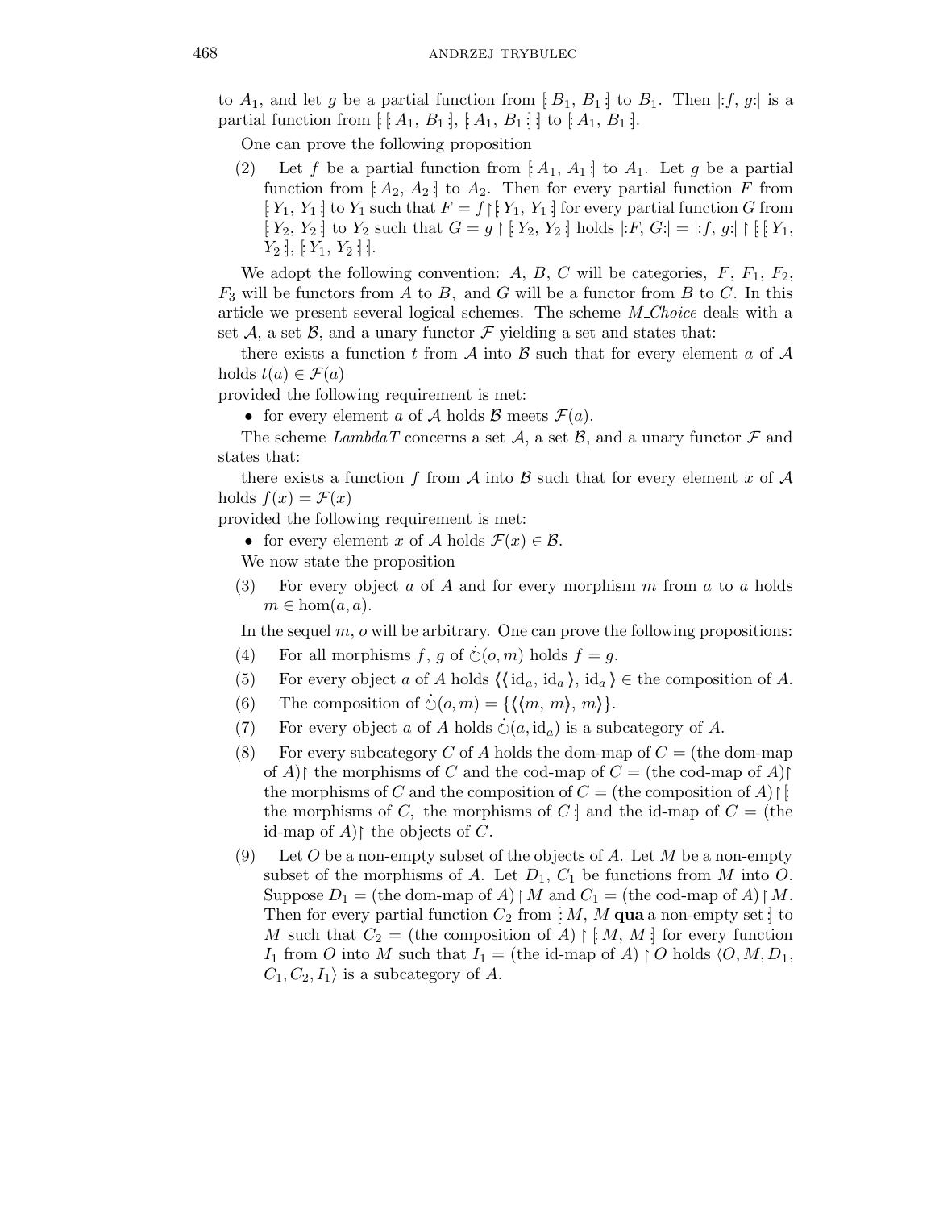to $A_1$, and let $g$ be a partial function from $[: B_1, B_1 :]$ to $B_1$. Then $|:f, g:|$ is a partial function from $[: [: A_1, B_1 :], [: A_1, B_1 :] :]$ to $[: A_1, B_1 :]$.

One can prove the following proposition

(2) Let $f$ be a partial function from $[: A_1, A_1 :]$ to $A_1$. Let $g$ be a partial function from $[: A_2, A_2 :]$ to $A_2$. Then for every partial function $F$ from $[: Y_1, Y_1 :]$ to $Y_1$ such that $F = f \restriction [: Y_1, Y_1 :]$ for every partial function $G$ from $[: Y_2, Y_2 :]$ to $Y_2$ such that $G = g \restriction [: Y_2, Y_2 :]$ holds $|:F, G:| = |:f, g:| \restriction [: [: Y_1, Y_2 :], [: Y_1, Y_2 :] :]$.

We adopt the following convention: $A$, $B$, $C$ will be categories, $F$, $F_1$, $F_2$, $F_3$ will be functors from $A$ to $B$, and $G$ will be a functor from $B$ to $C$. In this article we present several logical schemes. The scheme *M_Choice* deals with a set $\mathcal{A}$, a set $\mathcal{B}$, and a unary functor $\mathcal{F}$ yielding a set and states that:

there exists a function $t$ from $\mathcal{A}$ into $\mathcal{B}$ such that for every element $a$ of $\mathcal{A}$ holds $t(a) \in \mathcal{F}(a)$

provided the following requirement is met:

- for every element $a$ of $\mathcal{A}$ holds $\mathcal{B}$ meets $\mathcal{F}(a)$.

The scheme *LambdaT* concerns a set $\mathcal{A}$, a set $\mathcal{B}$, and a unary functor $\mathcal{F}$ and states that:

there exists a function $f$ from $\mathcal{A}$ into $\mathcal{B}$ such that for every element $x$ of $\mathcal{A}$ holds $f(x) = \mathcal{F}(x)$

provided the following requirement is met:

- for every element $x$ of $\mathcal{A}$ holds $\mathcal{F}(x) \in \mathcal{B}$.

We now state the proposition

(3) For every object $a$ of $A$ and for every morphism $m$ from $a$ to $a$ holds $m \in \hom(a, a)$.

In the sequel $m$, $o$ will be arbitrary. One can prove the following propositions:

(4) For all morphisms $f$, $g$ of $\dot{\circlearrowleft}(o, m)$ holds $f = g$.

(5) For every object $a$ of $A$ holds $\langle\langle \mathrm{id}_a, \mathrm{id}_a \rangle, \mathrm{id}_a \rangle \in$ the composition of $A$.

(6) The composition of $\dot{\circlearrowleft}(o, m) = \{\langle\langle m, m \rangle, m \rangle\}$.

(7) For every object $a$ of $A$ holds $\dot{\circlearrowleft}(a, \mathrm{id}_a)$ is a subcategory of $A$.

(8) For every subcategory $C$ of $A$ holds the dom-map of $C =$ (the dom-map of $A$)$\restriction$ the morphisms of $C$ and the cod-map of $C =$ (the cod-map of $A$)$\restriction$ the morphisms of $C$ and the composition of $C =$ (the composition of $A$)$\restriction [:$ the morphisms of $C$, the morphisms of $C :]$ and the id-map of $C =$ (the id-map of $A$)$\restriction$ the objects of $C$.

(9) Let $O$ be a non-empty subset of the objects of $A$. Let $M$ be a non-empty subset of the morphisms of $A$. Let $D_1$, $C_1$ be functions from $M$ into $O$. Suppose $D_1 =$ (the dom-map of $A$) $\restriction M$ and $C_1 =$ (the cod-map of $A$) $\restriction M$. Then for every partial function $C_2$ from $[: M, M$ **qua** a non-empty set $:]$ to $M$ such that $C_2 =$ (the composition of $A$) $\restriction [: M, M :]$ for every function $I_1$ from $O$ into $M$ such that $I_1 =$ (the id-map of $A$) $\restriction O$ holds $\langle O, M, D_1, C_1, C_2, I_1 \rangle$ is a subcategory of $A$.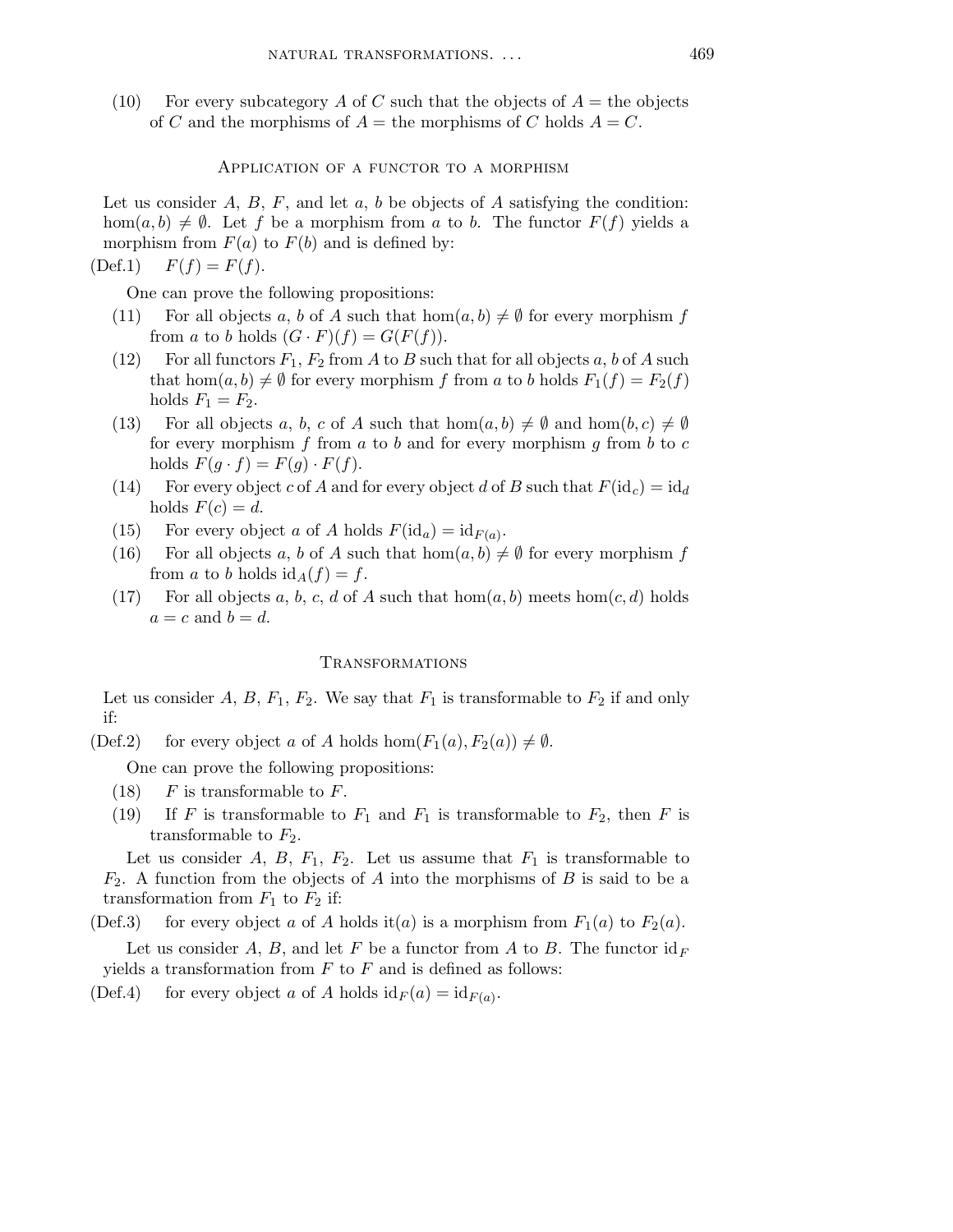(10) For every subcategory $A$ of $C$ such that the objects of $A$ = the objects of $C$ and the morphisms of $A$ = the morphisms of $C$ holds $A = C$.

## Application of a functor to a morphism

Let us consider $A$, $B$, $F$, and let $a$, $b$ be objects of $A$ satisfying the condition: $\hom(a, b) \neq \emptyset$. Let $f$ be a morphism from $a$ to $b$. The functor $F(f)$ yields a morphism from $F(a)$ to $F(b)$ and is defined by:

(Def.1) $F(f) = F(f)$.

One can prove the following propositions:

(11) For all objects $a$, $b$ of $A$ such that $\hom(a, b) \neq \emptyset$ for every morphism $f$ from $a$ to $b$ holds $(G \cdot F)(f) = G(F(f))$.

(12) For all functors $F_1$, $F_2$ from $A$ to $B$ such that for all objects $a$, $b$ of $A$ such that $\hom(a, b) \neq \emptyset$ for every morphism $f$ from $a$ to $b$ holds $F_1(f) = F_2(f)$ holds $F_1 = F_2$.

(13) For all objects $a$, $b$, $c$ of $A$ such that $\hom(a, b) \neq \emptyset$ and $\hom(b, c) \neq \emptyset$ for every morphism $f$ from $a$ to $b$ and for every morphism $g$ from $b$ to $c$ holds $F(g \cdot f) = F(g) \cdot F(f)$.

(14) For every object $c$ of $A$ and for every object $d$ of $B$ such that $F(\mathrm{id}_c) = \mathrm{id}_d$ holds $F(c) = d$.

(15) For every object $a$ of $A$ holds $F(\mathrm{id}_a) = \mathrm{id}_{F(a)}$.

(16) For all objects $a$, $b$ of $A$ such that $\hom(a, b) \neq \emptyset$ for every morphism $f$ from $a$ to $b$ holds $\mathrm{id}_A(f) = f$.

(17) For all objects $a$, $b$, $c$, $d$ of $A$ such that $\hom(a, b)$ meets $\hom(c, d)$ holds $a = c$ and $b = d$.

## Transformations

Let us consider $A$, $B$, $F_1$, $F_2$. We say that $F_1$ is transformable to $F_2$ if and only if:

(Def.2) for every object $a$ of $A$ holds $\hom(F_1(a), F_2(a)) \neq \emptyset$.

One can prove the following propositions:

(18) $F$ is transformable to $F$.

(19) If $F$ is transformable to $F_1$ and $F_1$ is transformable to $F_2$, then $F$ is transformable to $F_2$.

Let us consider $A$, $B$, $F_1$, $F_2$. Let us assume that $F_1$ is transformable to $F_2$. A function from the objects of $A$ into the morphisms of $B$ is said to be a transformation from $F_1$ to $F_2$ if:

(Def.3) for every object $a$ of $A$ holds it$(a)$ is a morphism from $F_1(a)$ to $F_2(a)$.

Let us consider $A$, $B$, and let $F$ be a functor from $A$ to $B$. The functor $\mathrm{id}_F$ yields a transformation from $F$ to $F$ and is defined as follows:

(Def.4) for every object $a$ of $A$ holds $\mathrm{id}_F(a) = \mathrm{id}_{F(a)}$.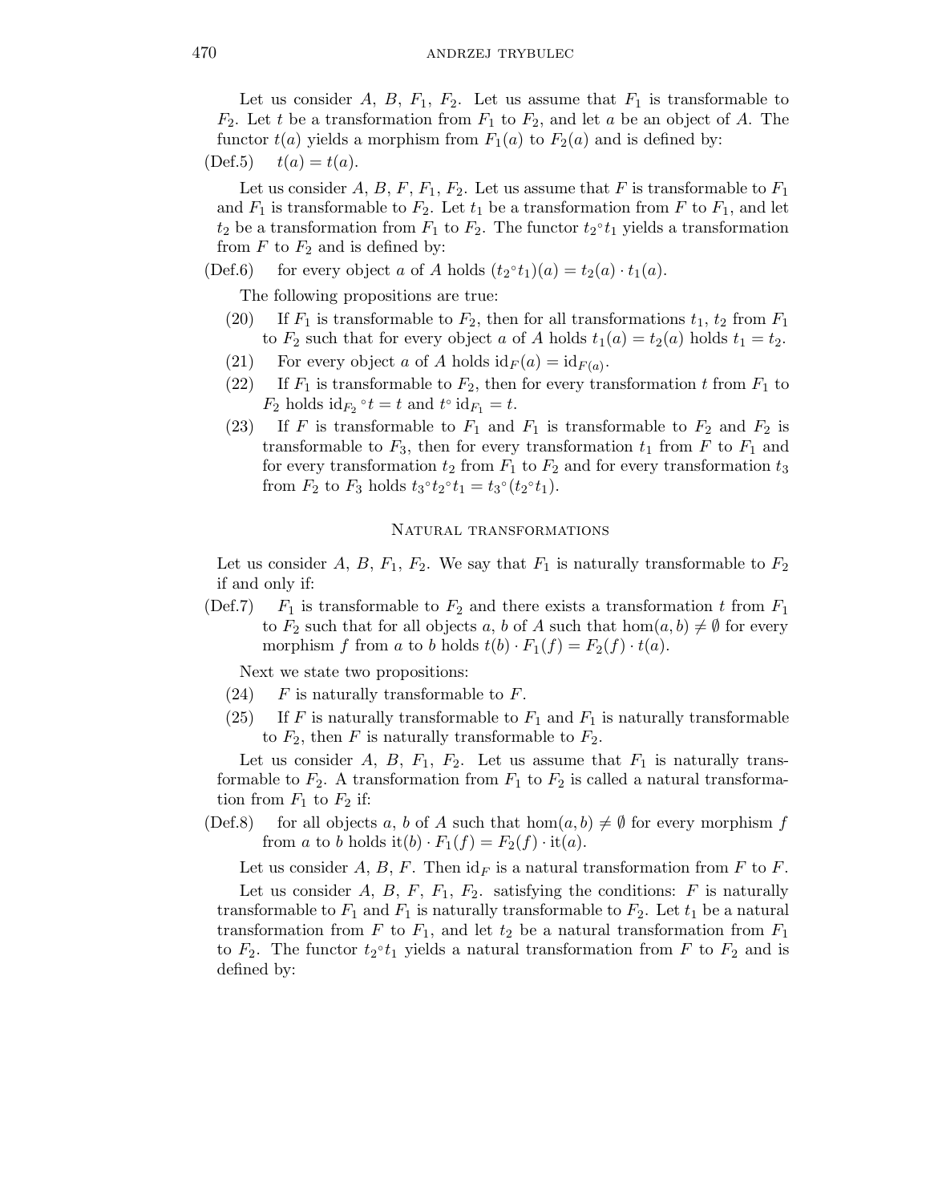Let us consider $A$, $B$, $F_1$, $F_2$. Let us assume that $F_1$ is transformable to $F_2$. Let $t$ be a transformation from $F_1$ to $F_2$, and let $a$ be an object of $A$. The functor $t(a)$ yields a morphism from $F_1(a)$ to $F_2(a)$ and is defined by:

(Def.5) $t(a) = t(a)$.

Let us consider $A$, $B$, $F$, $F_1$, $F_2$. Let us assume that $F$ is transformable to $F_1$ and $F_1$ is transformable to $F_2$. Let $t_1$ be a transformation from $F$ to $F_1$, and let $t_2$ be a transformation from $F_1$ to $F_2$. The functor $t_2{}^\circ t_1$ yields a transformation from $F$ to $F_2$ and is defined by:

(Def.6) for every object $a$ of $A$ holds $(t_2{}^\circ t_1)(a) = t_2(a) \cdot t_1(a)$.

The following propositions are true:

(20) If $F_1$ is transformable to $F_2$, then for all transformations $t_1$, $t_2$ from $F_1$ to $F_2$ such that for every object $a$ of $A$ holds $t_1(a) = t_2(a)$ holds $t_1 = t_2$.

(21) For every object $a$ of $A$ holds $\mathrm{id}_F(a) = \mathrm{id}_{F(a)}$.

(22) If $F_1$ is transformable to $F_2$, then for every transformation $t$ from $F_1$ to $F_2$ holds $\mathrm{id}_{F_2}{}^\circ t = t$ and $t^\circ \mathrm{id}_{F_1} = t$.

(23) If $F$ is transformable to $F_1$ and $F_1$ is transformable to $F_2$ and $F_2$ is transformable to $F_3$, then for every transformation $t_1$ from $F$ to $F_1$ and for every transformation $t_2$ from $F_1$ to $F_2$ and for every transformation $t_3$ from $F_2$ to $F_3$ holds $t_3{}^\circ t_2{}^\circ t_1 = t_3{}^\circ (t_2{}^\circ t_1)$.

## Natural transformations

Let us consider $A$, $B$, $F_1$, $F_2$. We say that $F_1$ is naturally transformable to $F_2$ if and only if:

(Def.7) $F_1$ is transformable to $F_2$ and there exists a transformation $t$ from $F_1$ to $F_2$ such that for all objects $a$, $b$ of $A$ such that $\hom(a,b) \neq \emptyset$ for every morphism $f$ from $a$ to $b$ holds $t(b) \cdot F_1(f) = F_2(f) \cdot t(a)$.

Next we state two propositions:

(24) $F$ is naturally transformable to $F$.

(25) If $F$ is naturally transformable to $F_1$ and $F_1$ is naturally transformable to $F_2$, then $F$ is naturally transformable to $F_2$.

Let us consider $A$, $B$, $F_1$, $F_2$. Let us assume that $F_1$ is naturally transformable to $F_2$. A transformation from $F_1$ to $F_2$ is called a natural transformation from $F_1$ to $F_2$ if:

(Def.8) for all objects $a$, $b$ of $A$ such that $\hom(a,b) \neq \emptyset$ for every morphism $f$ from $a$ to $b$ holds $\mathrm{it}(b) \cdot F_1(f) = F_2(f) \cdot \mathrm{it}(a)$.

Let us consider $A$, $B$, $F$. Then $\mathrm{id}_F$ is a natural transformation from $F$ to $F$.

Let us consider $A$, $B$, $F$, $F_1$, $F_2$. satisfying the conditions: $F$ is naturally transformable to $F_1$ and $F_1$ is naturally transformable to $F_2$. Let $t_1$ be a natural transformation from $F$ to $F_1$, and let $t_2$ be a natural transformation from $F_1$ to $F_2$. The functor $t_2{}^\circ t_1$ yields a natural transformation from $F$ to $F_2$ and is defined by: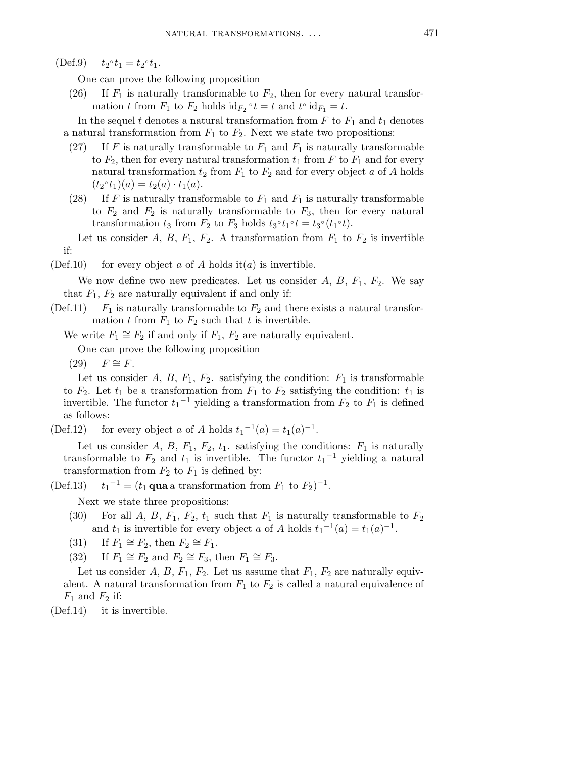(Def.9) $t_2 {}^\circ t_1 = t_2 {}^\circ t_1$.

One can prove the following proposition

(26) If $F_1$ is naturally transformable to $F_2$, then for every natural transformation $t$ from $F_1$ to $F_2$ holds $\mathrm{id}_{F_2} {}^\circ t = t$ and $t {}^\circ \mathrm{id}_{F_1} = t$.

In the sequel $t$ denotes a natural transformation from $F$ to $F_1$ and $t_1$ denotes a natural transformation from $F_1$ to $F_2$. Next we state two propositions:

(27) If $F$ is naturally transformable to $F_1$ and $F_1$ is naturally transformable to $F_2$, then for every natural transformation $t_1$ from $F$ to $F_1$ and for every natural transformation $t_2$ from $F_1$ to $F_2$ and for every object $a$ of $A$ holds $(t_2 {}^\circ t_1)(a) = t_2(a) \cdot t_1(a)$.

(28) If $F$ is naturally transformable to $F_1$ and $F_1$ is naturally transformable to $F_2$ and $F_2$ is naturally transformable to $F_3$, then for every natural transformation $t_3$ from $F_2$ to $F_3$ holds $t_3 {}^\circ t_1 {}^\circ t = t_3 {}^\circ (t_1 {}^\circ t)$.

Let us consider $A$, $B$, $F_1$, $F_2$. A transformation from $F_1$ to $F_2$ is invertible if:

(Def.10) for every object $a$ of $A$ holds $\mathrm{it}(a)$ is invertible.

We now define two new predicates. Let us consider $A$, $B$, $F_1$, $F_2$. We say that $F_1$, $F_2$ are naturally equivalent if and only if:

(Def.11) $F_1$ is naturally transformable to $F_2$ and there exists a natural transformation $t$ from $F_1$ to $F_2$ such that $t$ is invertible.

We write $F_1 \cong F_2$ if and only if $F_1$, $F_2$ are naturally equivalent.

One can prove the following proposition

(29) $F \cong F$.

Let us consider $A$, $B$, $F_1$, $F_2$. satisfying the condition: $F_1$ is transformable to $F_2$. Let $t_1$ be a transformation from $F_1$ to $F_2$ satisfying the condition: $t_1$ is invertible. The functor ${t_1}^{-1}$ yielding a transformation from $F_2$ to $F_1$ is defined as follows:

(Def.12) for every object $a$ of $A$ holds ${t_1}^{-1}(a) = t_1(a)^{-1}$.

Let us consider $A$, $B$, $F_1$, $F_2$, $t_1$. satisfying the conditions: $F_1$ is naturally transformable to $F_2$ and $t_1$ is invertible. The functor ${t_1}^{-1}$ yielding a natural transformation from $F_2$ to $F_1$ is defined by:

(Def.13) ${t_1}^{-1} = (t_1$ **qua** a transformation from $F_1$ to $F_2)^{-1}$.

Next we state three propositions:

(30) For all $A$, $B$, $F_1$, $F_2$, $t_1$ such that $F_1$ is naturally transformable to $F_2$ and $t_1$ is invertible for every object $a$ of $A$ holds ${t_1}^{-1}(a) = t_1(a)^{-1}$.

(31) If $F_1 \cong F_2$, then $F_2 \cong F_1$.

(32) If $F_1 \cong F_2$ and $F_2 \cong F_3$, then $F_1 \cong F_3$.

Let us consider $A$, $B$, $F_1$, $F_2$. Let us assume that $F_1$, $F_2$ are naturally equivalent. A natural transformation from $F_1$ to $F_2$ is called a natural equivalence of $F_1$ and $F_2$ if:

(Def.14) it is invertible.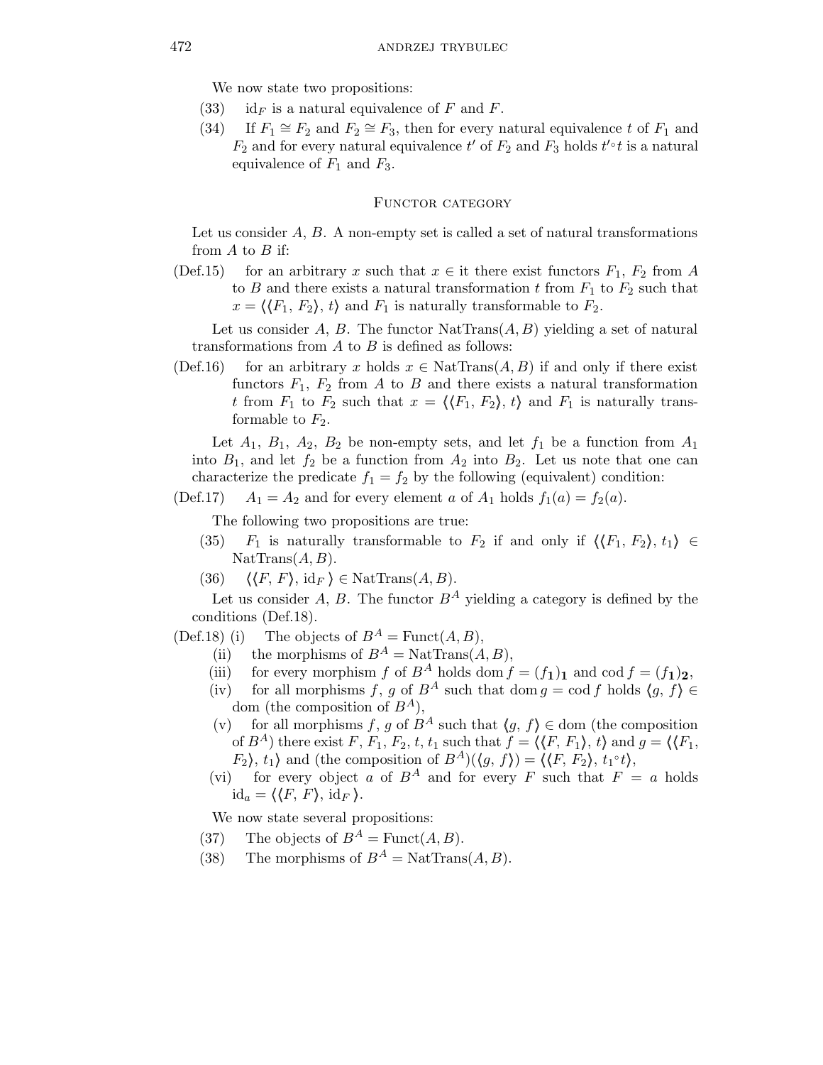We now state two propositions:

(33) $\mathrm{id}_F$ is a natural equivalence of $F$ and $F$.

(34) If $F_1 \cong F_2$ and $F_2 \cong F_3$, then for every natural equivalence $t$ of $F_1$ and $F_2$ and for every natural equivalence $t'$ of $F_2$ and $F_3$ holds $t' \circ t$ is a natural equivalence of $F_1$ and $F_3$.

## Functor category

Let us consider $A$, $B$. A non-empty set is called a set of natural transformations from $A$ to $B$ if:

(Def.15) for an arbitrary $x$ such that $x \in$ it there exist functors $F_1$, $F_2$ from $A$ to $B$ and there exists a natural transformation $t$ from $F_1$ to $F_2$ such that $x = \langle\langle F_1, F_2\rangle, t\rangle$ and $F_1$ is naturally transformable to $F_2$.

Let us consider $A$, $B$. The functor $\mathrm{NatTrans}(A, B)$ yielding a set of natural transformations from $A$ to $B$ is defined as follows:

(Def.16) for an arbitrary $x$ holds $x \in \mathrm{NatTrans}(A, B)$ if and only if there exist functors $F_1$, $F_2$ from $A$ to $B$ and there exists a natural transformation $t$ from $F_1$ to $F_2$ such that $x = \langle\langle F_1, F_2\rangle, t\rangle$ and $F_1$ is naturally transformable to $F_2$.

Let $A_1$, $B_1$, $A_2$, $B_2$ be non-empty sets, and let $f_1$ be a function from $A_1$ into $B_1$, and let $f_2$ be a function from $A_2$ into $B_2$. Let us note that one can characterize the predicate $f_1 = f_2$ by the following (equivalent) condition:

(Def.17) $A_1 = A_2$ and for every element $a$ of $A_1$ holds $f_1(a) = f_2(a)$.

The following two propositions are true:

(35) $F_1$ is naturally transformable to $F_2$ if and only if $\langle\langle F_1, F_2\rangle, t_1\rangle \in \mathrm{NatTrans}(A, B)$.

(36) $\langle\langle F, F\rangle, \mathrm{id}_F\rangle \in \mathrm{NatTrans}(A, B)$.

Let us consider $A$, $B$. The functor $B^A$ yielding a category is defined by the conditions (Def.18).

(Def.18) (i) The objects of $B^A = \mathrm{Funct}(A, B)$,

(ii) the morphisms of $B^A = \mathrm{NatTrans}(A, B)$,

(iii) for every morphism $f$ of $B^A$ holds $\mathrm{dom}\, f = (f_{\mathbf{1}})_{\mathbf{1}}$ and $\mathrm{cod}\, f = (f_{\mathbf{1}})_{\mathbf{2}}$,

(iv) for all morphisms $f$, $g$ of $B^A$ such that $\mathrm{dom}\, g = \mathrm{cod}\, f$ holds $\langle g, f\rangle \in$ dom (the composition of $B^A$),

(v) for all morphisms $f$, $g$ of $B^A$ such that $\langle g, f\rangle \in$ dom (the composition of $B^A$) there exist $F$, $F_1$, $F_2$, $t$, $t_1$ such that $f = \langle\langle F, F_1\rangle, t\rangle$ and $g = \langle\langle F_1, F_2\rangle, t_1\rangle$ and (the composition of $B^A$)$(\langle g, f\rangle) = \langle\langle F, F_2\rangle, t_1 \circ t\rangle$,

(vi) for every object $a$ of $B^A$ and for every $F$ such that $F = a$ holds $\mathrm{id}_a = \langle\langle F, F\rangle, \mathrm{id}_F\rangle$.

We now state several propositions:

(37) The objects of $B^A = \mathrm{Funct}(A, B)$.

(38) The morphisms of $B^A = \mathrm{NatTrans}(A, B)$.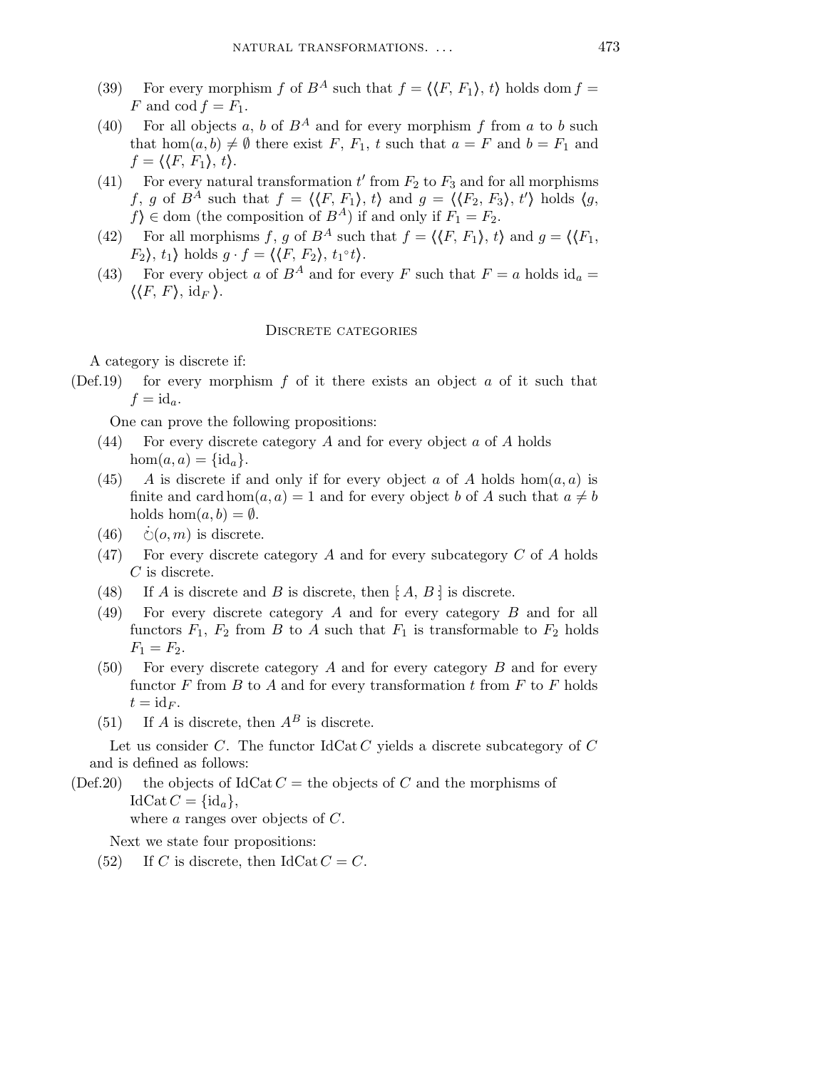(39) For every morphism $f$ of $B^A$ such that $f = \langle\langle F, F_1\rangle, t\rangle$ holds $\mathrm{dom}\, f = F$ and $\mathrm{cod}\, f = F_1$.

(40) For all objects $a$, $b$ of $B^A$ and for every morphism $f$ from $a$ to $b$ such that $\hom(a, b) \neq \emptyset$ there exist $F$, $F_1$, $t$ such that $a = F$ and $b = F_1$ and $f = \langle\langle F, F_1\rangle, t\rangle$.

(41) For every natural transformation $t'$ from $F_2$ to $F_3$ and for all morphisms $f$, $g$ of $B^A$ such that $f = \langle\langle F, F_1\rangle, t\rangle$ and $g = \langle\langle F_2, F_3\rangle, t'\rangle$ holds $\langle g, f\rangle \in \mathrm{dom}$ (the composition of $B^A$) if and only if $F_1 = F_2$.

(42) For all morphisms $f$, $g$ of $B^A$ such that $f = \langle\langle F, F_1\rangle, t\rangle$ and $g = \langle\langle F_1, F_2\rangle, t_1\rangle$ holds $g \cdot f = \langle\langle F, F_2\rangle, t_1 \circ t\rangle$.

(43) For every object $a$ of $B^A$ and for every $F$ such that $F = a$ holds $\mathrm{id}_a = \langle\langle F, F\rangle, \mathrm{id}_F\rangle$.

## Discrete categories

A category is discrete if:

(Def.19) for every morphism $f$ of it there exists an object $a$ of it such that $f = \mathrm{id}_a$.

One can prove the following propositions:

(44) For every discrete category $A$ and for every object $a$ of $A$ holds $\hom(a, a) = \{\mathrm{id}_a\}$.

(45) $A$ is discrete if and only if for every object $a$ of $A$ holds $\hom(a, a)$ is finite and $\mathrm{card}\, \hom(a, a) = 1$ and for every object $b$ of $A$ such that $a \neq b$ holds $\hom(a, b) = \emptyset$.

(46) $\dot{\circlearrowleft}(o, m)$ is discrete.

(47) For every discrete category $A$ and for every subcategory $C$ of $A$ holds $C$ is discrete.

(48) If $A$ is discrete and $B$ is discrete, then $[\!: A, B :\!]$ is discrete.

(49) For every discrete category $A$ and for every category $B$ and for all functors $F_1$, $F_2$ from $B$ to $A$ such that $F_1$ is transformable to $F_2$ holds $F_1 = F_2$.

(50) For every discrete category $A$ and for every category $B$ and for every functor $F$ from $B$ to $A$ and for every transformation $t$ from $F$ to $F$ holds $t = \mathrm{id}_F$.

(51) If $A$ is discrete, then $A^B$ is discrete.

Let us consider $C$. The functor $\mathrm{IdCat}\, C$ yields a discrete subcategory of $C$ and is defined as follows:

(Def.20) the objects of $\mathrm{IdCat}\, C$ = the objects of $C$ and the morphisms of $\mathrm{IdCat}\, C = \{\mathrm{id}_a\}$,
where $a$ ranges over objects of $C$.

Next we state four propositions:

(52) If $C$ is discrete, then $\mathrm{IdCat}\, C = C$.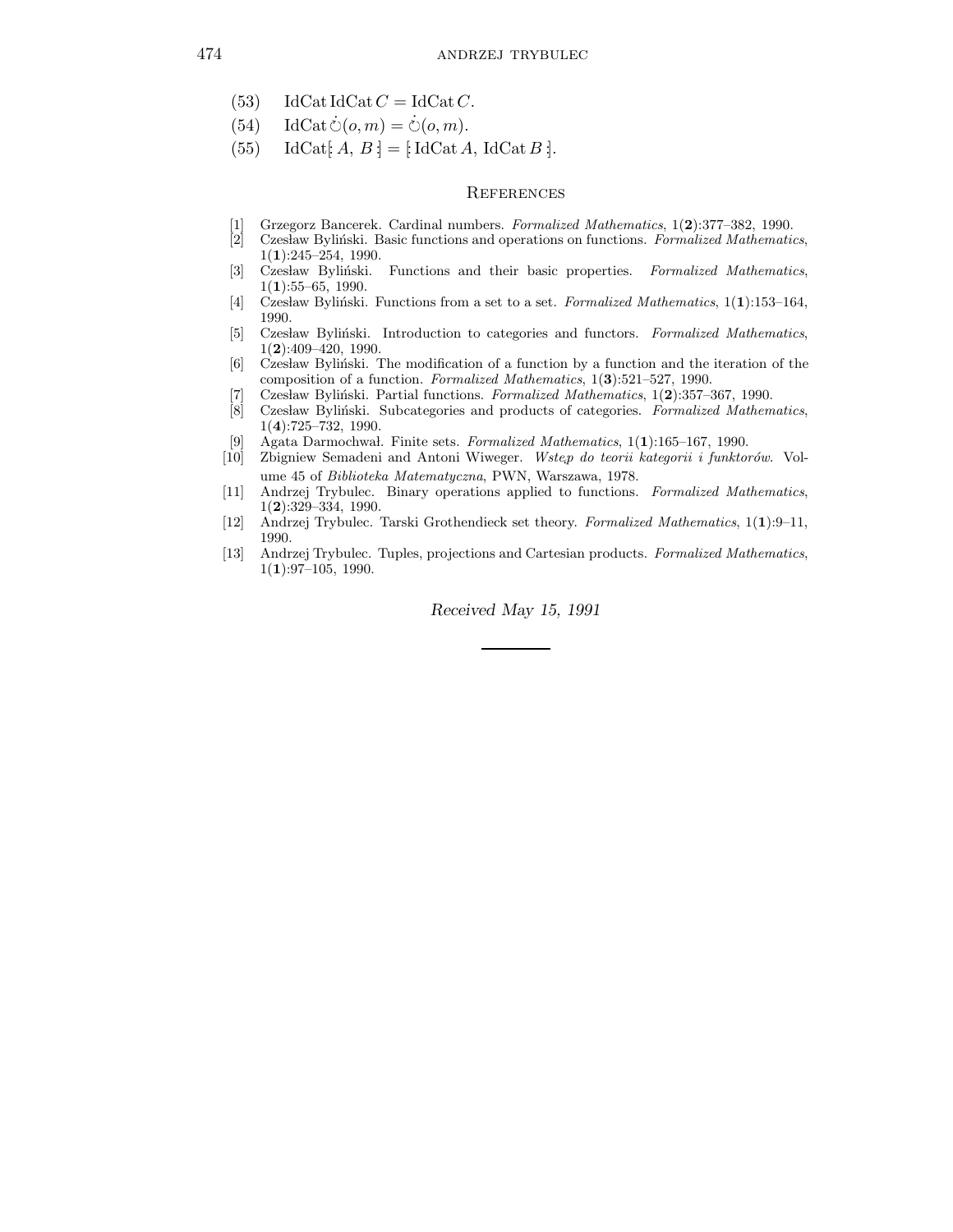(53) $\mathrm{IdCat}\,\mathrm{IdCat}\,C = \mathrm{IdCat}\,C$.

(54) $\mathrm{IdCat}\,\dot{\circlearrowleft}(o, m) = \dot{\circlearrowleft}(o, m)$.

(55) $\mathrm{IdCat}[\!:A, B:\!] = [\!:\mathrm{IdCat}\,A, \mathrm{IdCat}\,B:\!]$.

## References

[1] Grzegorz Bancerek. Cardinal numbers. *Formalized Mathematics*, 1(**2**):377–382, 1990.

[2] Czesław Byliński. Basic functions and operations on functions. *Formalized Mathematics*, 1(**1**):245–254, 1990.

[3] Czesław Byliński. Functions and their basic properties. *Formalized Mathematics*, 1(**1**):55–65, 1990.

[4] Czesław Byliński. Functions from a set to a set. *Formalized Mathematics*, 1(**1**):153–164, 1990.

[5] Czesław Byliński. Introduction to categories and functors. *Formalized Mathematics*, 1(**2**):409–420, 1990.

[6] Czesław Byliński. The modification of a function by a function and the iteration of the composition of a function. *Formalized Mathematics*, 1(**3**):521–527, 1990.

[7] Czesław Byliński. Partial functions. *Formalized Mathematics*, 1(**2**):357–367, 1990.

[8] Czesław Byliński. Subcategories and products of categories. *Formalized Mathematics*, 1(**4**):725–732, 1990.

[9] Agata Darmochwał. Finite sets. *Formalized Mathematics*, 1(**1**):165–167, 1990.

[10] Zbigniew Semadeni and Antoni Wiweger. *Wstęp do teorii kategorii i funktorów*. Volume 45 of *Biblioteka Matematyczna*, PWN, Warszawa, 1978.

[11] Andrzej Trybulec. Binary operations applied to functions. *Formalized Mathematics*, 1(**2**):329–334, 1990.

[12] Andrzej Trybulec. Tarski Grothendieck set theory. *Formalized Mathematics*, 1(**1**):9–11, 1990.

[13] Andrzej Trybulec. Tuples, projections and Cartesian products. *Formalized Mathematics*, 1(**1**):97–105, 1990.

*Received May 15, 1991*